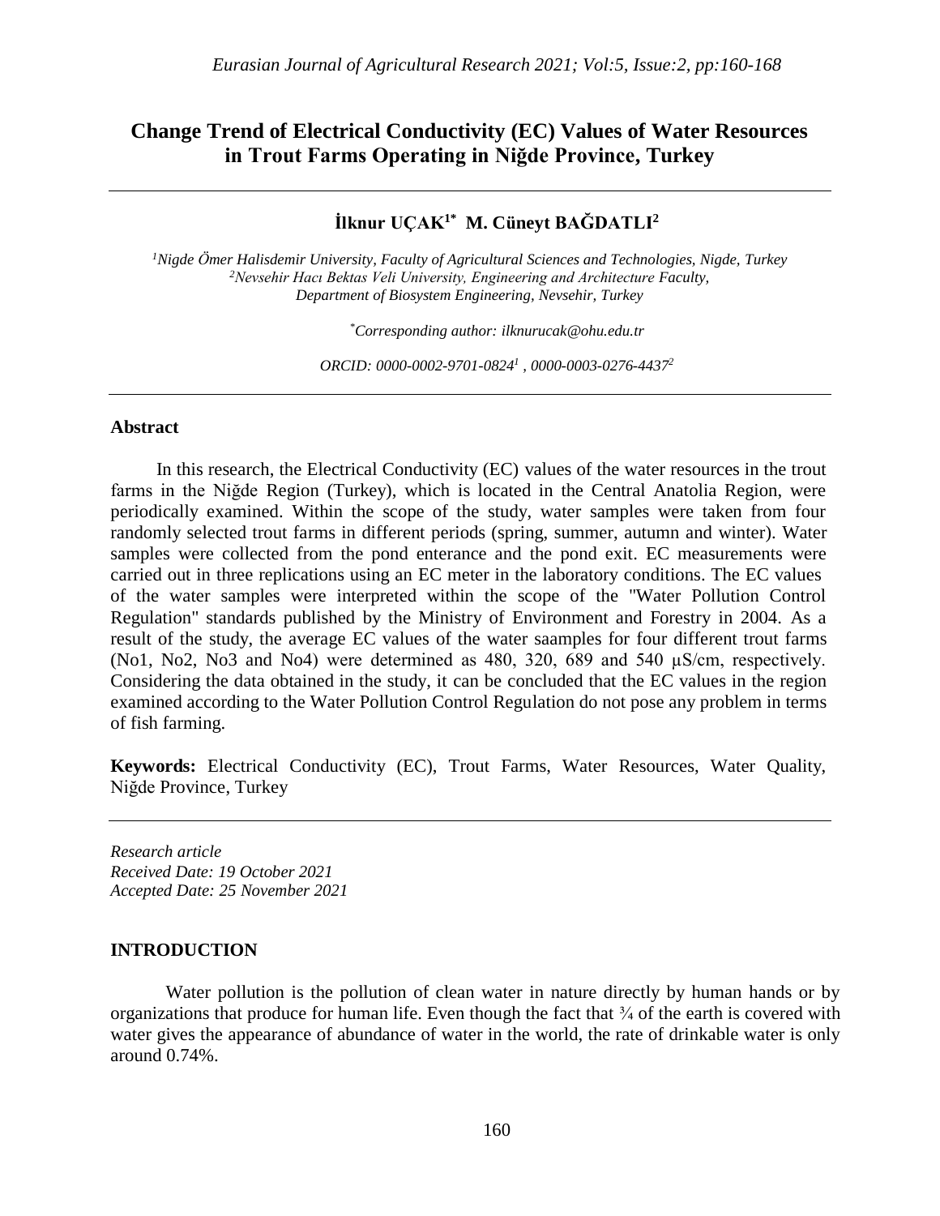# Change Trend of Electrical Conductivity (EC) Values of Water Resources in Trout Farms Operating in Niğde Province, Turkey

**İlknur UÇAK[1*] M. Cüneyt BAĞDATLI[2]**

*[1]Nigde Ömer Halisdemir University, Faculty of Agricultural Sciences and Technologies, Nigde, Turkey*
*[2]Nevsehir Hacı Bektas Veli University, Engineering and Architecture Faculty, Department of Biosystem Engineering, Nevsehir, Turkey*

*[*]Corresponding author: ilknurucak@ohu.edu.tr*

*ORCID: 0000-0002-9701-0824[1] , 0000-0003-0276-4437[2]*

## Abstract

In this research, the Electrical Conductivity (EC) values of the water resources in the trout farms in the Niğde Region (Turkey), which is located in the Central Anatolia Region, were periodically examined. Within the scope of the study, water samples were taken from four randomly selected trout farms in different periods (spring, summer, autumn and winter). Water samples were collected from the pond enterance and the pond exit. EC measurements were carried out in three replications using an EC meter in the laboratory conditions. The EC values of the water samples were interpreted within the scope of the "Water Pollution Control Regulation" standards published by the Ministry of Environment and Forestry in 2004. As a result of the study, the average EC values of the water saamples for four different trout farms (No1, No2, No3 and No4) were determined as 480, 320, 689 and 540 µS/cm, respectively. Considering the data obtained in the study, it can be concluded that the EC values in the region examined according to the Water Pollution Control Regulation do not pose any problem in terms of fish farming.

**Keywords:** Electrical Conductivity (EC), Trout Farms, Water Resources, Water Quality, Niğde Province, Turkey

*Research article*
*Received Date: 19 October 2021*
*Accepted Date: 25 November 2021*

## INTRODUCTION

Water pollution is the pollution of clean water in nature directly by human hands or by organizations that produce for human life. Even though the fact that ¾ of the earth is covered with water gives the appearance of abundance of water in the world, the rate of drinkable water is only around 0.74%.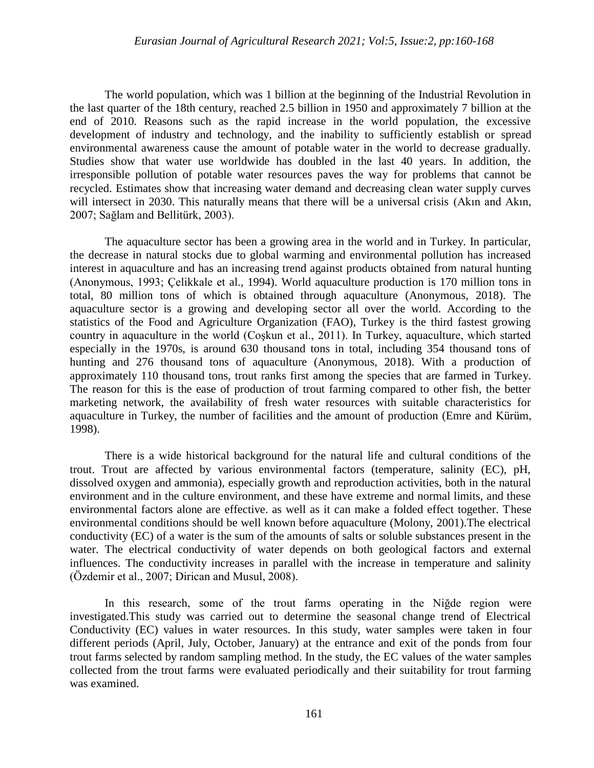The world population, which was 1 billion at the beginning of the Industrial Revolution in the last quarter of the 18th century, reached 2.5 billion in 1950 and approximately 7 billion at the end of 2010. Reasons such as the rapid increase in the world population, the excessive development of industry and technology, and the inability to sufficiently establish or spread environmental awareness cause the amount of potable water in the world to decrease gradually. Studies show that water use worldwide has doubled in the last 40 years. In addition, the irresponsible pollution of potable water resources paves the way for problems that cannot be recycled. Estimates show that increasing water demand and decreasing clean water supply curves will intersect in 2030. This naturally means that there will be a universal crisis (Akın and Akın, 2007; Sağlam and Bellitürk, 2003).

The aquaculture sector has been a growing area in the world and in Turkey. In particular, the decrease in natural stocks due to global warming and environmental pollution has increased interest in aquaculture and has an increasing trend against products obtained from natural hunting (Anonymous, 1993; Çelikkale et al., 1994). World aquaculture production is 170 million tons in total, 80 million tons of which is obtained through aquaculture (Anonymous, 2018). The aquaculture sector is a growing and developing sector all over the world. According to the statistics of the Food and Agriculture Organization (FAO), Turkey is the third fastest growing country in aquaculture in the world (Coşkun et al., 2011). In Turkey, aquaculture, which started especially in the 1970s, is around 630 thousand tons in total, including 354 thousand tons of hunting and 276 thousand tons of aquaculture (Anonymous, 2018). With a production of approximately 110 thousand tons, trout ranks first among the species that are farmed in Turkey. The reason for this is the ease of production of trout farming compared to other fish, the better marketing network, the availability of fresh water resources with suitable characteristics for aquaculture in Turkey, the number of facilities and the amount of production (Emre and Kürüm, 1998).

There is a wide historical background for the natural life and cultural conditions of the trout. Trout are affected by various environmental factors (temperature, salinity (EC), pH, dissolved oxygen and ammonia), especially growth and reproduction activities, both in the natural environment and in the culture environment, and these have extreme and normal limits, and these environmental factors alone are effective. as well as it can make a folded effect together. These environmental conditions should be well known before aquaculture (Molony, 2001).The electrical conductivity (EC) of a water is the sum of the amounts of salts or soluble substances present in the water. The electrical conductivity of water depends on both geological factors and external influences. The conductivity increases in parallel with the increase in temperature and salinity (Özdemir et al., 2007; Dirican and Musul, 2008).

In this research, some of the trout farms operating in the Niğde region were investigated.This study was carried out to determine the seasonal change trend of Electrical Conductivity (EC) values in water resources. In this study, water samples were taken in four different periods (April, July, October, January) at the entrance and exit of the ponds from four trout farms selected by random sampling method. In the study, the EC values of the water samples collected from the trout farms were evaluated periodically and their suitability for trout farming was examined.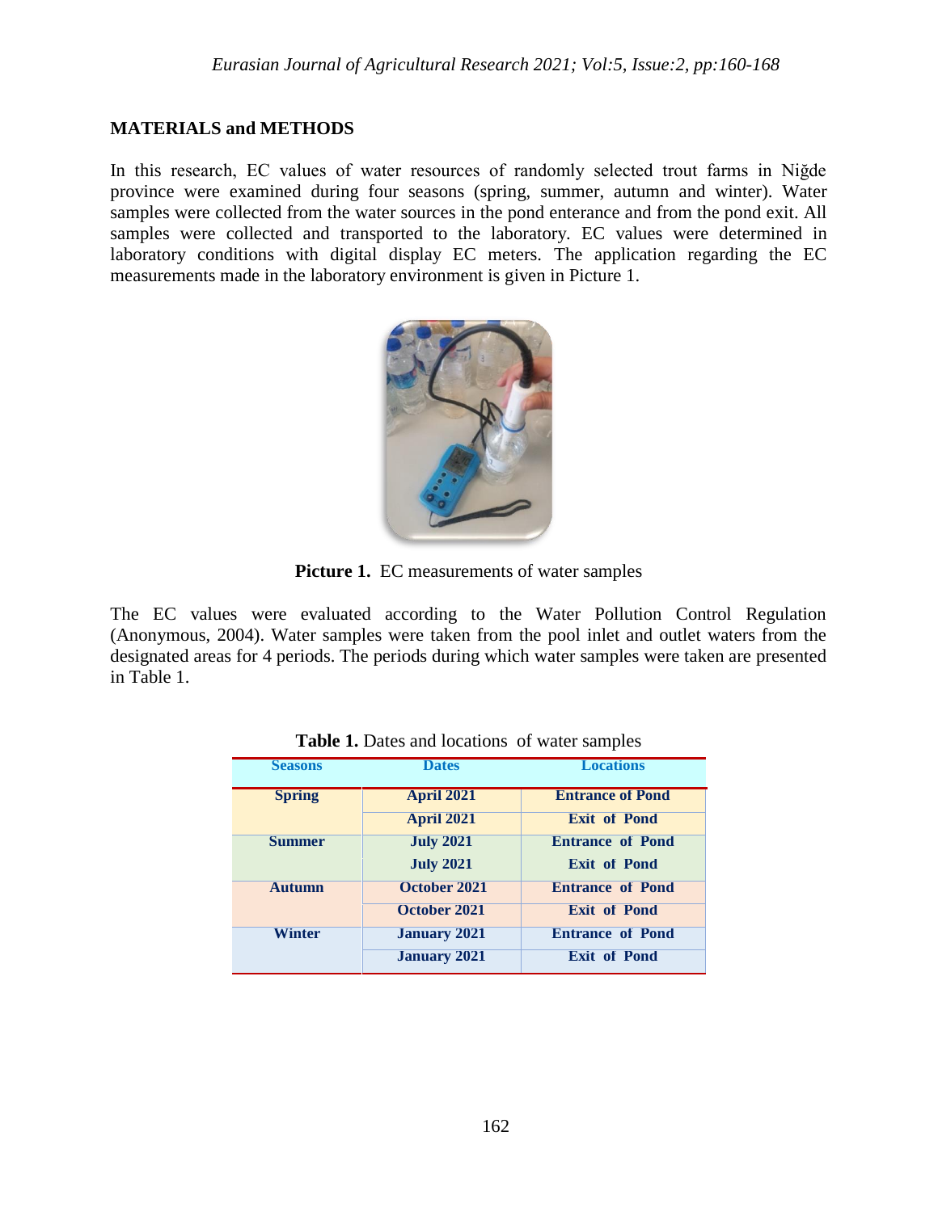## MATERIALS and METHODS

In this research, EC values of water resources of randomly selected trout farms in Niğde province were examined during four seasons (spring, summer, autumn and winter). Water samples were collected from the water sources in the pond enterance and from the pond exit. All samples were collected and transported to the laboratory. EC values were determined in laboratory conditions with digital display EC meters. The application regarding the EC measurements made in the laboratory environment is given in Picture 1.

**Picture 1.** EC measurements of water samples

The EC values were evaluated according to the Water Pollution Control Regulation (Anonymous, 2004). Water samples were taken from the pool inlet and outlet waters from the designated areas for 4 periods. The periods during which water samples were taken are presented in Table 1.

**Table 1.** Dates and locations of water samples

| Seasons | Dates | Locations |
|---|---|---|
| Spring | April 2021 | Entrance of Pond |
| | April 2021 | Exit of Pond |
| Summer | July 2021 | Entrance of Pond |
| | July 2021 | Exit of Pond |
| Autumn | October 2021 | Entrance of Pond |
| | October 2021 | Exit of Pond |
| Winter | January 2021 | Entrance of Pond |
| | January 2021 | Exit of Pond |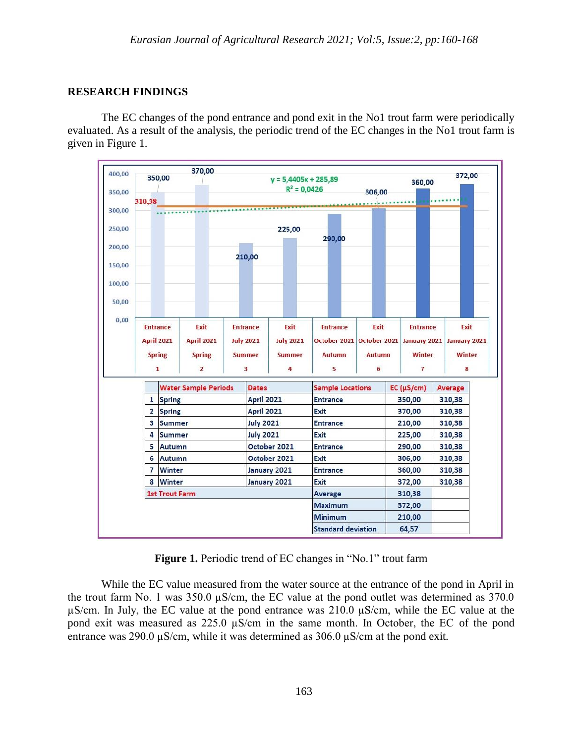## RESEARCH FINDINGS

The EC changes of the pond entrance and pond exit in the No1 trout farm were periodically evaluated. As a result of the analysis, the periodic trend of the EC changes in the No1 trout farm is given in Figure 1.

| | Water Sample Periods | Dates | Sample Locations | EC (µS/cm) | Average |
|---|---|---|---|---|---|
| 1 | Spring | April 2021 | Entrance | 350,00 | 310,38 |
| 2 | Spring | April 2021 | Exit | 370,00 | 310,38 |
| 3 | Summer | July 2021 | Entrance | 210,00 | 310,38 |
| 4 | Summer | July 2021 | Exit | 225,00 | 310,38 |
| 5 | Autumn | October 2021 | Entrance | 290,00 | 310,38 |
| 6 | Autumn | October 2021 | Exit | 306,00 | 310,38 |
| 7 | Winter | January 2021 | Entrance | 360,00 | 310,38 |
| 8 | Winter | January 2021 | Exit | 372,00 | 310,38 |
| 1st Trout Farm | | | Average | 310,38 | |
| | | | Maximum | 372,00 | |
| | | | Minimum | 210,00 | |
| | | | Standard deviation | 64,57 | |

**Figure 1.** Periodic trend of EC changes in "No.1" trout farm

While the EC value measured from the water source at the entrance of the pond in April in the trout farm No. 1 was 350.0 µS/cm, the EC value at the pond outlet was determined as 370.0 µS/cm. In July, the EC value at the pond entrance was 210.0 µS/cm, while the EC value at the pond exit was measured as 225.0 µS/cm in the same month. In October, the EC of the pond entrance was 290.0 µS/cm, while it was determined as 306.0 µS/cm at the pond exit.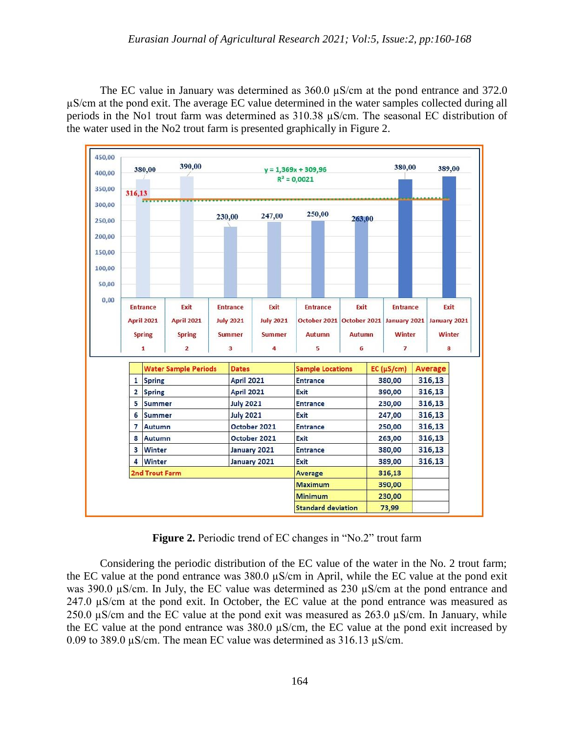The EC value in January was determined as 360.0 µS/cm at the pond entrance and 372.0 µS/cm at the pond exit. The average EC value determined in the water samples collected during all periods in the No1 trout farm was determined as 310.38 µS/cm. The seasonal EC distribution of the water used in the No2 trout farm is presented graphically in Figure 2.

| | Water Sample Periods | Dates | Sample Locations | EC (µS/cm) | Average |
|---|---|---|---|---|---|
| 1 | Spring | April 2021 | Entrance | 380,00 | 316,13 |
| 2 | Spring | April 2021 | Exit | 390,00 | 316,13 |
| 5 | Summer | July 2021 | Entrance | 230,00 | 316,13 |
| 6 | Summer | July 2021 | Exit | 247,00 | 316,13 |
| 7 | Autumn | October 2021 | Entrance | 250,00 | 316,13 |
| 8 | Autumn | October 2021 | Exit | 263,00 | 316,13 |
| 3 | Winter | January 2021 | Entrance | 380,00 | 316,13 |
| 4 | Winter | January 2021 | Exit | 389,00 | 316,13 |
| 2nd Trout Farm | | | Average | 316,13 | |
| | | | Maximum | 390,00 | |
| | | | Minimum | 230,00 | |
| | | | Standard deviation | 73,99 | |

**Figure 2.** Periodic trend of EC changes in "No.2" trout farm

Considering the periodic distribution of the EC value of the water in the No. 2 trout farm; the EC value at the pond entrance was 380.0 µS/cm in April, while the EC value at the pond exit was 390.0 µS/cm. In July, the EC value was determined as 230 µS/cm at the pond entrance and 247.0 µS/cm at the pond exit. In October, the EC value at the pond entrance was measured as 250.0 µS/cm and the EC value at the pond exit was measured as 263.0 µS/cm. In January, while the EC value at the pond entrance was 380.0 µS/cm, the EC value at the pond exit increased by 0.09 to 389.0 µS/cm. The mean EC value was determined as 316.13 µS/cm.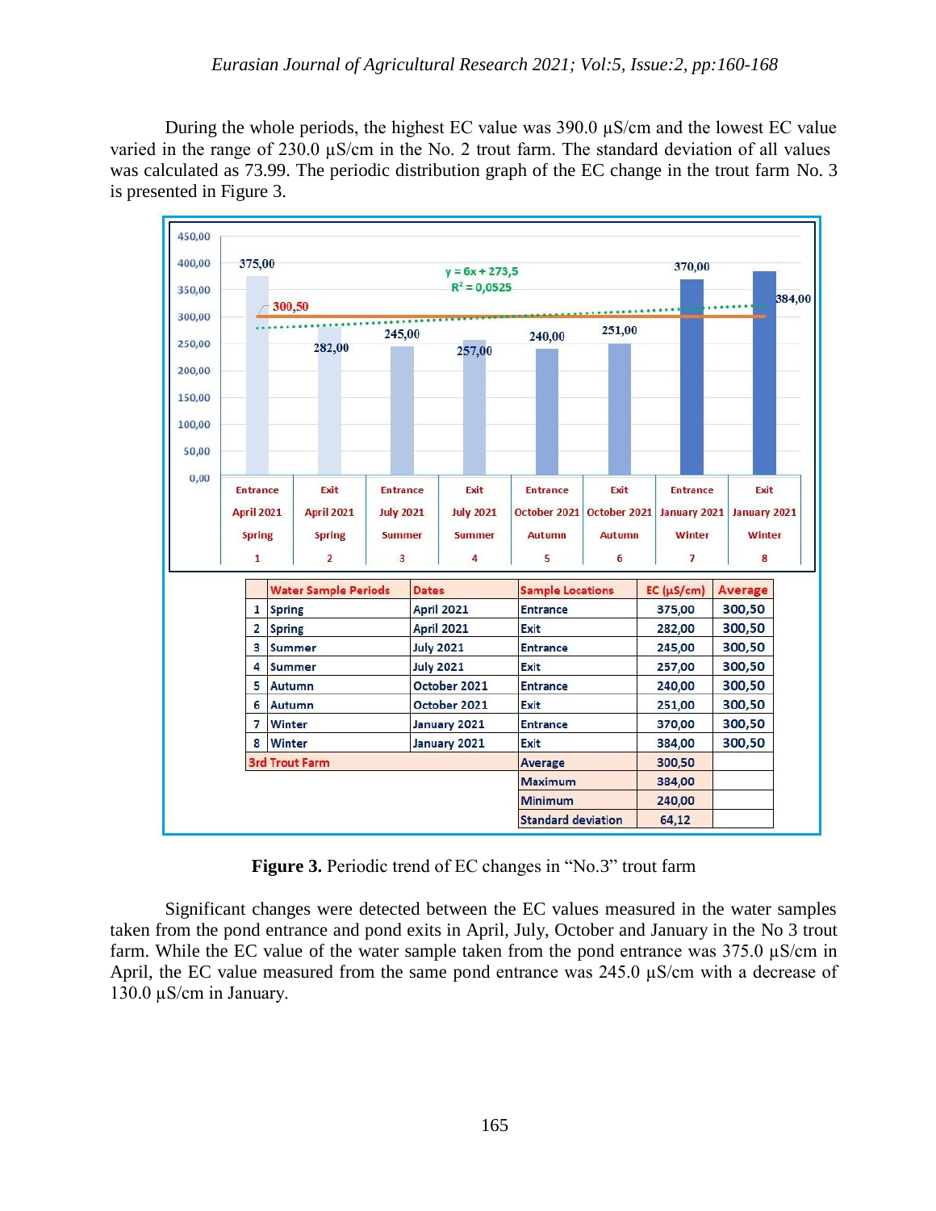During the whole periods, the highest EC value was 390.0 µS/cm and the lowest EC value varied in the range of 230.0 µS/cm in the No. 2 trout farm. The standard deviation of all values was calculated as 73.99. The periodic distribution graph of the EC change in the trout farm No. 3 is presented in Figure 3.

| | Water Sample Periods | Dates | Sample Locations | EC (µS/cm) | Average |
|---|---|---|---|---|---|
| 1 | Spring | April 2021 | Entrance | 375,00 | 300,50 |
| 2 | Spring | April 2021 | Exit | 282,00 | 300,50 |
| 3 | Summer | July 2021 | Entrance | 245,00 | 300,50 |
| 4 | Summer | July 2021 | Exit | 257,00 | 300,50 |
| 5 | Autumn | October 2021 | Entrance | 240,00 | 300,50 |
| 6 | Autumn | October 2021 | Exit | 251,00 | 300,50 |
| 7 | Winter | January 2021 | Entrance | 370,00 | 300,50 |
| 8 | Winter | January 2021 | Exit | 384,00 | 300,50 |
| 3rd Trout Farm | | | Average | 300,50 | |
| | | | Maximum | 384,00 | |
| | | | Minimum | 240,00 | |
| | | | Standard deviation | 64,12 | |

**Figure 3.** Periodic trend of EC changes in "No.3" trout farm

Significant changes were detected between the EC values measured in the water samples taken from the pond entrance and pond exits in April, July, October and January in the No 3 trout farm. While the EC value of the water sample taken from the pond entrance was 375.0 µS/cm in April, the EC value measured from the same pond entrance was 245.0 µS/cm with a decrease of 130.0 µS/cm in January.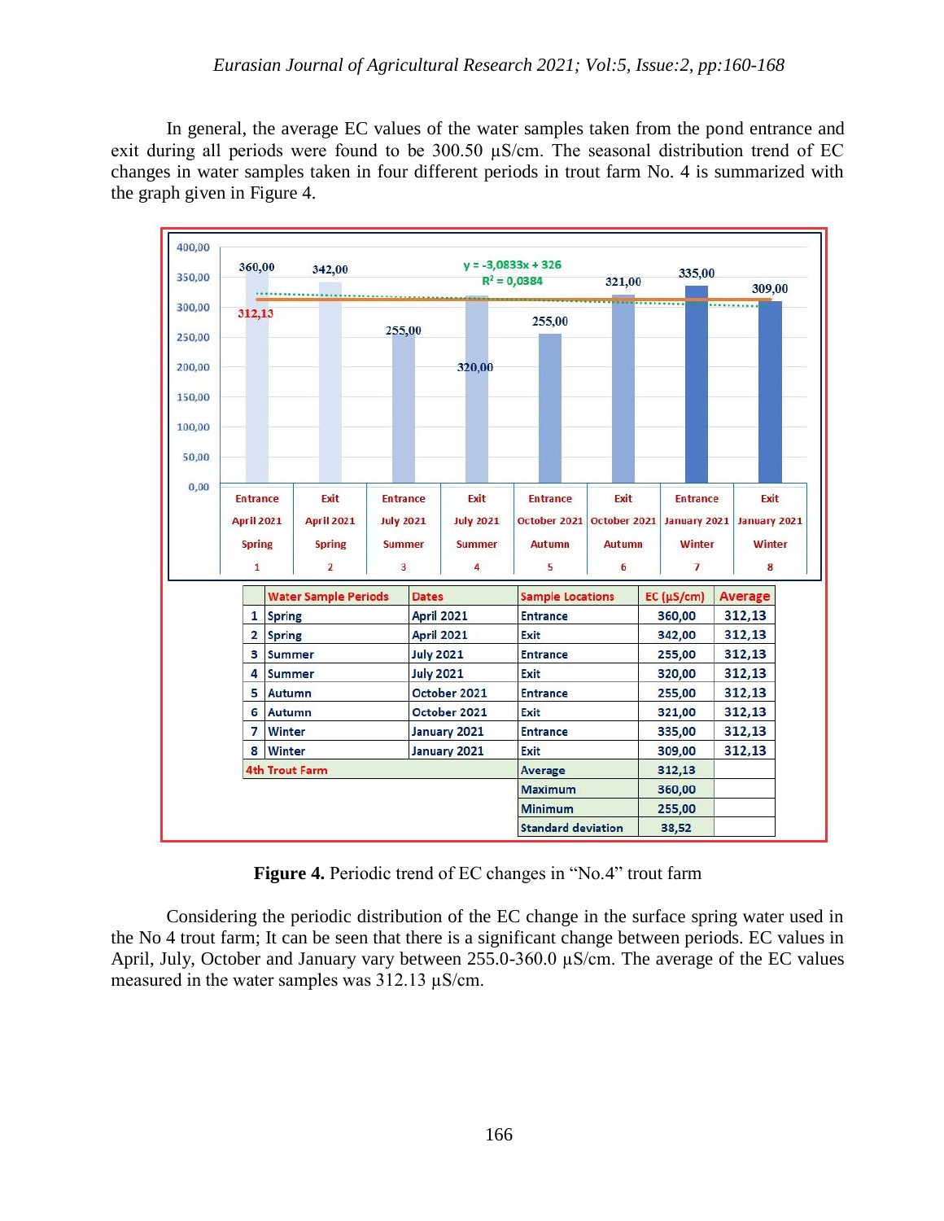In general, the average EC values of the water samples taken from the pond entrance and exit during all periods were found to be 300.50 µS/cm. The seasonal distribution trend of EC changes in water samples taken in four different periods in trout farm No. 4 is summarized with the graph given in Figure 4.

| | Water Sample Periods | Dates | Sample Locations | EC (µS/cm) | Average |
|---|---|---|---|---|---|
| 1 | Spring | April 2021 | Entrance | 360,00 | 312,13 |
| 2 | Spring | April 2021 | Exit | 342,00 | 312,13 |
| 3 | Summer | July 2021 | Entrance | 255,00 | 312,13 |
| 4 | Summer | July 2021 | Exit | 320,00 | 312,13 |
| 5 | Autumn | October 2021 | Entrance | 255,00 | 312,13 |
| 6 | Autumn | October 2021 | Exit | 321,00 | 312,13 |
| 7 | Winter | January 2021 | Entrance | 335,00 | 312,13 |
| 8 | Winter | January 2021 | Exit | 309,00 | 312,13 |
| 4th Trout Farm | | | Average | 312,13 | |
| | | | Maximum | 360,00 | |
| | | | Minimum | 255,00 | |
| | | | Standard deviation | 38,52 | |

**Figure 4.** Periodic trend of EC changes in "No.4" trout farm

Considering the periodic distribution of the EC change in the surface spring water used in the No 4 trout farm; It can be seen that there is a significant change between periods. EC values in April, July, October and January vary between 255.0-360.0 µS/cm. The average of the EC values measured in the water samples was 312.13 µS/cm.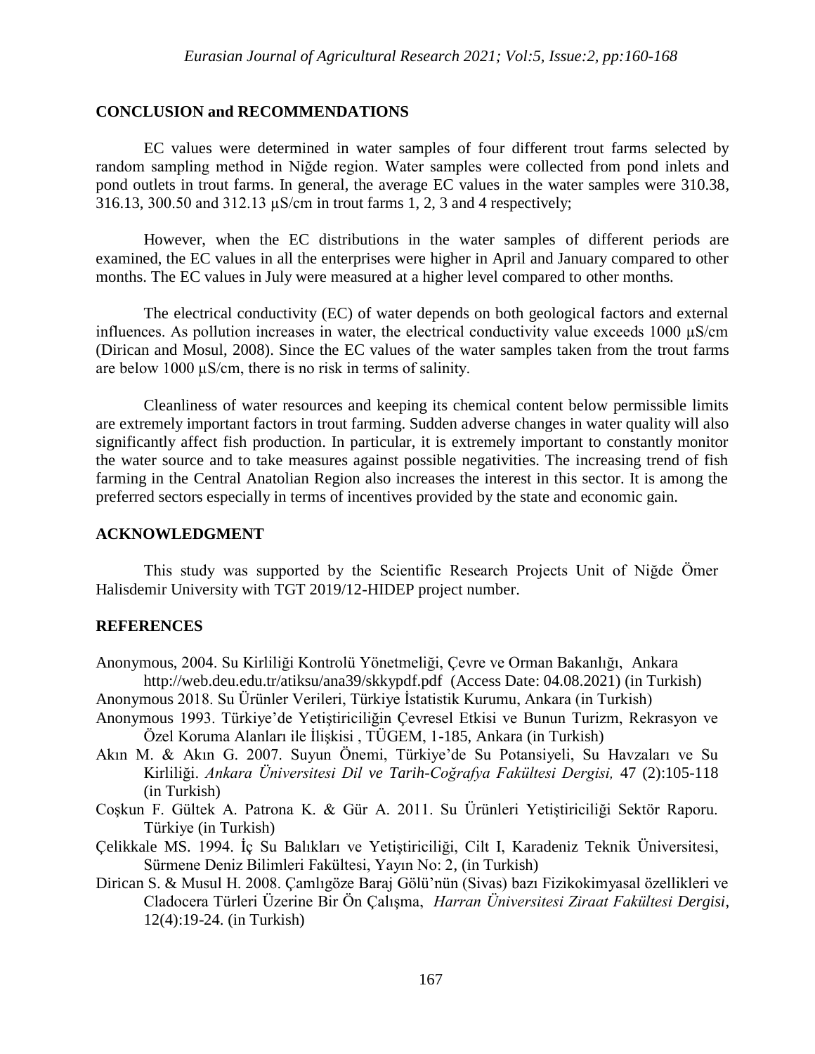## CONCLUSION and RECOMMENDATIONS

EC values were determined in water samples of four different trout farms selected by random sampling method in Niğde region. Water samples were collected from pond inlets and pond outlets in trout farms. In general, the average EC values in the water samples were 310.38, 316.13, 300.50 and 312.13 µS/cm in trout farms 1, 2, 3 and 4 respectively;

However, when the EC distributions in the water samples of different periods are examined, the EC values in all the enterprises were higher in April and January compared to other months. The EC values in July were measured at a higher level compared to other months.

The electrical conductivity (EC) of water depends on both geological factors and external influences. As pollution increases in water, the electrical conductivity value exceeds 1000 µS/cm (Dirican and Mosul, 2008). Since the EC values of the water samples taken from the trout farms are below 1000 µS/cm, there is no risk in terms of salinity.

Cleanliness of water resources and keeping its chemical content below permissible limits are extremely important factors in trout farming. Sudden adverse changes in water quality will also significantly affect fish production. In particular, it is extremely important to constantly monitor the water source and to take measures against possible negativities. The increasing trend of fish farming in the Central Anatolian Region also increases the interest in this sector. It is among the preferred sectors especially in terms of incentives provided by the state and economic gain.

## ACKNOWLEDGMENT

This study was supported by the Scientific Research Projects Unit of Niğde Ömer Halisdemir University with TGT 2019/12-HIDEP project number.

## REFERENCES

Anonymous, 2004. Su Kirliliği Kontrolü Yönetmeliği, Çevre ve Orman Bakanlığı, Ankara http://web.deu.edu.tr/atiksu/ana39/skkypdf.pdf (Access Date: 04.08.2021) (in Turkish)

Anonymous 2018. Su Ürünler Verileri, Türkiye İstatistik Kurumu, Ankara (in Turkish)

Anonymous 1993. Türkiye'de Yetiştiriciliğin Çevresel Etkisi ve Bunun Turizm, Rekrasyon ve Özel Koruma Alanları ile İlişkisi , TÜGEM, 1-185, Ankara (in Turkish)

Akın M. & Akın G. 2007. Suyun Önemi, Türkiye'de Su Potansiyeli, Su Havzaları ve Su Kirliliği. *Ankara Üniversitesi Dil ve Tarih-Coğrafya Fakültesi Dergisi,* 47 (2):105-118 (in Turkish)

Coşkun F. Gültek A. Patrona K. & Gür A. 2011. Su Ürünleri Yetiştiriciliği Sektör Raporu. Türkiye (in Turkish)

Çelikkale MS. 1994. İç Su Balıkları ve Yetiştiriciliği, Cilt I, Karadeniz Teknik Üniversitesi, Sürmene Deniz Bilimleri Fakültesi, Yayın No: 2, (in Turkish)

Dirican S. & Musul H. 2008. Çamlıgöze Baraj Gölü'nün (Sivas) bazı Fizikokimyasal özellikleri ve Cladocera Türleri Üzerine Bir Ön Çalışma, *Harran Üniversitesi Ziraat Fakültesi Dergisi*, 12(4):19-24. (in Turkish)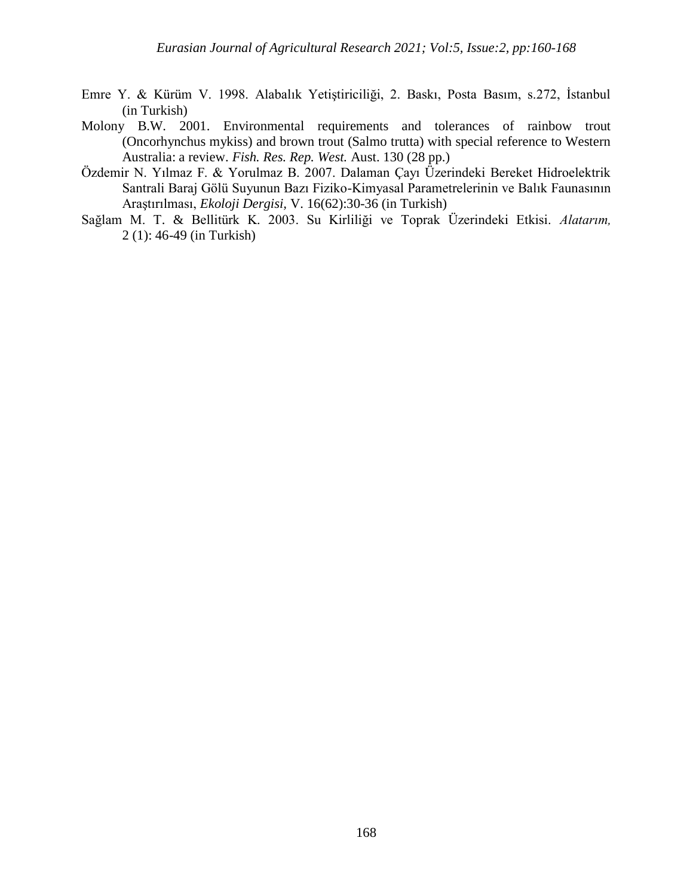Emre Y. & Kürüm V. 1998. Alabalık Yetiştiriciliği, 2. Baskı, Posta Basım, s.272, İstanbul (in Turkish)

Molony B.W. 2001. Environmental requirements and tolerances of rainbow trout (Oncorhynchus mykiss) and brown trout (Salmo trutta) with special reference to Western Australia: a review. *Fish. Res. Rep. West.* Aust. 130 (28 pp.)

Özdemir N. Yılmaz F. & Yorulmaz B. 2007. Dalaman Çayı Üzerindeki Bereket Hidroelektrik Santrali Baraj Gölü Suyunun Bazı Fiziko-Kimyasal Parametrelerinin ve Balık Faunasının Araştırılması, *Ekoloji Dergisi*, V. 16(62):30-36 (in Turkish)

Sağlam M. T. & Bellitürk K. 2003. Su Kirliliği ve Toprak Üzerindeki Etkisi. *Alatarım,* 2 (1): 46-49 (in Turkish)